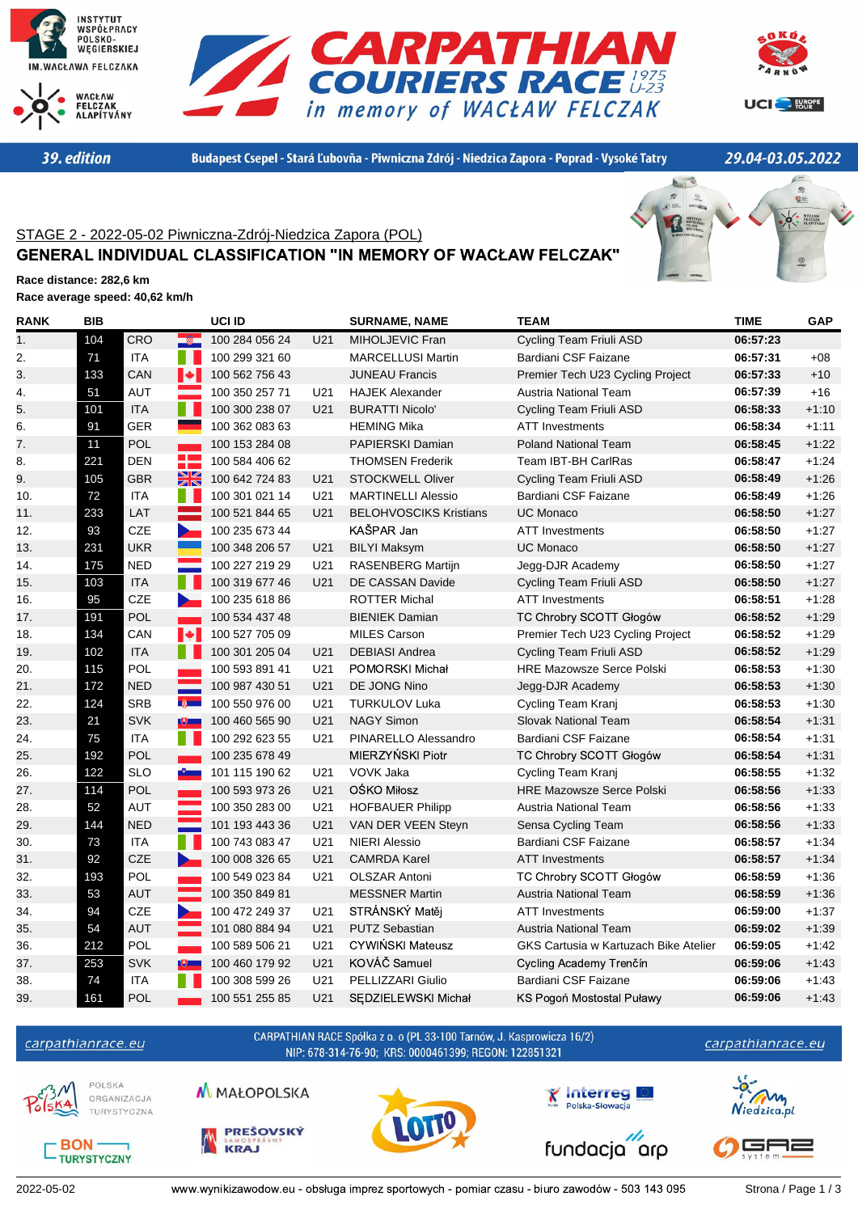# CARPATHIAN COURIERS RACE 1975 U-23 in memory of WACŁAW FELCZAK

**39. edition** — Budapest Csepel - Stará Ľubovňa - Piwniczna Zdrój - Niedzica Zapora - Poprad - Vysoké Tatry — **29.04-03.05.2022**

## STAGE 2 - 2022-05-02 Piwniczna-Zdrój-Niedzica Zapora (POL)

## GENERAL INDIVIDUAL CLASSIFICATION "IN MEMORY OF WACŁAW FELCZAK"

**Race distance: 282,6 km**
**Race average speed: 40,62 km/h**

| RANK | BIB | | UCI ID | | SURNAME, NAME | TEAM | TIME | GAP |
|---|---|---|---|---|---|---|---|---|
| 1. | 104 | CRO | 100 284 056 24 | U21 | MIHOLJEVIC Fran | Cycling Team Friuli ASD | 06:57:23 | |
| 2. | 71 | ITA | 100 299 321 60 | | MARCELLUSI Martin | Bardiani CSF Faizane | 06:57:31 | +08 |
| 3. | 133 | CAN | 100 562 756 43 | | JUNEAU Francis | Premier Tech U23 Cycling Project | 06:57:33 | +10 |
| 4. | 51 | AUT | 100 350 257 71 | U21 | HAJEK Alexander | Austria National Team | 06:57:39 | +16 |
| 5. | 101 | ITA | 100 300 238 07 | U21 | BURATTI Nicolo' | Cycling Team Friuli ASD | 06:58:33 | +1:10 |
| 6. | 91 | GER | 100 362 083 63 | | HEMING Mika | ATT Investments | 06:58:34 | +1:11 |
| 7. | 11 | POL | 100 153 284 08 | | PAPIERSKI Damian | Poland National Team | 06:58:45 | +1:22 |
| 8. | 221 | DEN | 100 584 406 62 | | THOMSEN Frederik | Team IBT-BH CarlRas | 06:58:47 | +1:24 |
| 9. | 105 | GBR | 100 642 724 83 | U21 | STOCKWELL Oliver | Cycling Team Friuli ASD | 06:58:49 | +1:26 |
| 10. | 72 | ITA | 100 301 021 14 | U21 | MARTINELLI Alessio | Bardiani CSF Faizane | 06:58:49 | +1:26 |
| 11. | 233 | LAT | 100 521 844 65 | U21 | BELOHVOSCIKS Kristians | UC Monaco | 06:58:50 | +1:27 |
| 12. | 93 | CZE | 100 235 673 44 | | KAŠPAR Jan | ATT Investments | 06:58:50 | +1:27 |
| 13. | 231 | UKR | 100 348 206 57 | U21 | BILYI Maksym | UC Monaco | 06:58:50 | +1:27 |
| 14. | 175 | NED | 100 227 219 29 | U21 | RASENBERG Martijn | Jegg-DJR Academy | 06:58:50 | +1:27 |
| 15. | 103 | ITA | 100 319 677 46 | U21 | DE CASSAN Davide | Cycling Team Friuli ASD | 06:58:50 | +1:27 |
| 16. | 95 | CZE | 100 235 618 86 | | ROTTER Michal | ATT Investments | 06:58:51 | +1:28 |
| 17. | 191 | POL | 100 534 437 48 | | BIENIEK Damian | TC Chrobry SCOTT Głogów | 06:58:52 | +1:29 |
| 18. | 134 | CAN | 100 527 705 09 | | MILES Carson | Premier Tech U23 Cycling Project | 06:58:52 | +1:29 |
| 19. | 102 | ITA | 100 301 205 04 | U21 | DEBIASI Andrea | Cycling Team Friuli ASD | 06:58:52 | +1:29 |
| 20. | 115 | POL | 100 593 891 41 | U21 | POMORSKI Michał | HRE Mazowsze Serce Polski | 06:58:53 | +1:30 |
| 21. | 172 | NED | 100 987 430 51 | U21 | DE JONG Nino | Jegg-DJR Academy | 06:58:53 | +1:30 |
| 22. | 124 | SRB | 100 550 976 00 | U21 | TURKULOV Luka | Cycling Team Kranj | 06:58:53 | +1:30 |
| 23. | 21 | SVK | 100 460 565 90 | U21 | NAGY Simon | Slovak National Team | 06:58:54 | +1:31 |
| 24. | 75 | ITA | 100 292 623 55 | U21 | PINARELLO Alessandro | Bardiani CSF Faizane | 06:58:54 | +1:31 |
| 25. | 192 | POL | 100 235 678 49 | | MIERZYŃSKI Piotr | TC Chrobry SCOTT Głogów | 06:58:54 | +1:31 |
| 26. | 122 | SLO | 101 115 190 62 | U21 | VOVK Jaka | Cycling Team Kranj | 06:58:55 | +1:32 |
| 27. | 114 | POL | 100 593 973 26 | U21 | OŚKO Miłosz | HRE Mazowsze Serce Polski | 06:58:56 | +1:33 |
| 28. | 52 | AUT | 100 350 283 00 | U21 | HOFBAUER Philipp | Austria National Team | 06:58:56 | +1:33 |
| 29. | 144 | NED | 101 193 443 36 | U21 | VAN DER VEEN Steyn | Sensa Cycling Team | 06:58:56 | +1:33 |
| 30. | 73 | ITA | 100 743 083 47 | U21 | NIERI Alessio | Bardiani CSF Faizane | 06:58:57 | +1:34 |
| 31. | 92 | CZE | 100 008 326 65 | U21 | CAMRDA Karel | ATT Investments | 06:58:57 | +1:34 |
| 32. | 193 | POL | 100 549 023 84 | U21 | OLSZAR Antoni | TC Chrobry SCOTT Głogów | 06:58:59 | +1:36 |
| 33. | 53 | AUT | 100 350 849 81 | | MESSNER Martin | Austria National Team | 06:58:59 | +1:36 |
| 34. | 94 | CZE | 100 472 249 37 | U21 | STRÁNSKÝ Matěj | ATT Investments | 06:59:00 | +1:37 |
| 35. | 54 | AUT | 101 080 884 94 | U21 | PUTZ Sebastian | Austria National Team | 06:59:02 | +1:39 |
| 36. | 212 | POL | 100 589 506 21 | U21 | CYWIŃSKI Mateusz | GKS Cartusia w Kartuzach Bike Atelier | 06:59:05 | +1:42 |
| 37. | 253 | SVK | 100 460 179 92 | U21 | KOVÁČ Samuel | Cycling Academy Trenčín | 06:59:06 | +1:43 |
| 38. | 74 | ITA | 100 308 599 26 | U21 | PELLIZZARI Giulio | Bardiani CSF Faizane | 06:59:06 | +1:43 |
| 39. | 161 | POL | 100 551 255 85 | U21 | SĘDZIELEWSKI Michał | KS Pogoń Mostostal Puławy | 06:59:06 | +1:43 |

carpathianrace.eu — CARPATHIAN RACE Spółka z o. o. (PL 33-100 Tarnów, J. Kasprowicza 16/2) NIP: 678-314-76-90; KRS: 0000461399; REGON: 122851321

2022-05-02 — www.wynikizawodow.eu - obsługa imprez sportowych - pomiar czasu - biuro zawodów - 503 143 095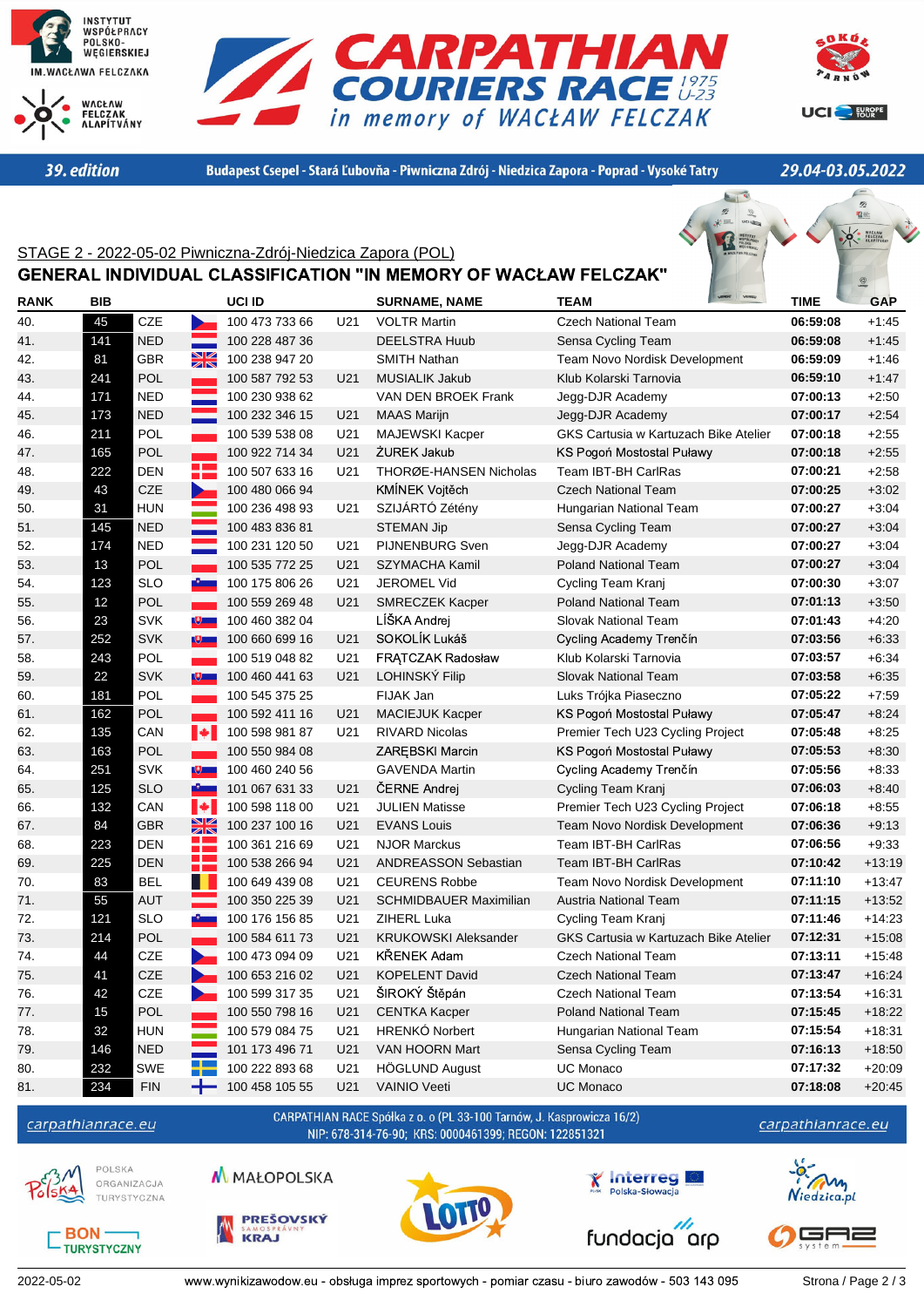CARPATHIAN COURIERS RACE 1975 U-23 in memory of WACŁAW FELCZAK

39. edition | Budapest Csepel - Stará Ľubovňa - Piwniczna Zdrój - Niedzica Zapora - Poprad - Vysoké Tatry | 29.04-03.05.2022

STAGE 2 - 2022-05-02 Piwniczna-Zdrój-Niedzica Zapora (POL)

## GENERAL INDIVIDUAL CLASSIFICATION "IN MEMORY OF WACŁAW FELCZAK"

| RANK | BIB | | UCI ID | | SURNAME, NAME | TEAM | TIME | GAP |
|---|---|---|---|---|---|---|---|---|
| 40. | 45 | CZE | 100 473 733 66 | U21 | VOLTR Martin | Czech National Team | 06:59:08 | +1:45 |
| 41. | 141 | NED | 100 228 487 36 | | DEELSTRA Huub | Sensa Cycling Team | 06:59:08 | +1:45 |
| 42. | 81 | GBR | 100 238 947 20 | | SMITH Nathan | Team Novo Nordisk Development | 06:59:09 | +1:46 |
| 43. | 241 | POL | 100 587 792 53 | U21 | MUSIALIK Jakub | Klub Kolarski Tarnovia | 06:59:10 | +1:47 |
| 44. | 171 | NED | 100 230 938 62 | | VAN DEN BROEK Frank | Jegg-DJR Academy | 07:00:13 | +2:50 |
| 45. | 173 | NED | 100 232 346 15 | U21 | MAAS Marijn | Jegg-DJR Academy | 07:00:17 | +2:54 |
| 46. | 211 | POL | 100 539 538 08 | U21 | MAJEWSKI Kacper | GKS Cartusia w Kartuzach Bike Atelier | 07:00:18 | +2:55 |
| 47. | 165 | POL | 100 922 714 34 | U21 | ŻUREK Jakub | KS Pogoń Mostostal Puławy | 07:00:18 | +2:55 |
| 48. | 222 | DEN | 100 507 633 16 | U21 | THORØE-HANSEN Nicholas | Team IBT-BH CarlRas | 07:00:21 | +2:58 |
| 49. | 43 | CZE | 100 480 066 94 | | KMÍNEK Vojtěch | Czech National Team | 07:00:25 | +3:02 |
| 50. | 31 | HUN | 100 236 498 93 | U21 | SZIJÁRTÓ Zétény | Hungarian National Team | 07:00:27 | +3:04 |
| 51. | 145 | NED | 100 483 836 81 | | STEMAN Jip | Sensa Cycling Team | 07:00:27 | +3:04 |
| 52. | 174 | NED | 100 231 120 50 | U21 | PIJNENBURG Sven | Jegg-DJR Academy | 07:00:27 | +3:04 |
| 53. | 13 | POL | 100 535 772 25 | U21 | SZYMACHA Kamil | Poland National Team | 07:00:27 | +3:04 |
| 54. | 123 | SLO | 100 175 806 26 | U21 | JEROMEL Vid | Cycling Team Kranj | 07:00:30 | +3:07 |
| 55. | 12 | POL | 100 559 269 48 | U21 | SMRECZEK Kacper | Poland National Team | 07:01:13 | +3:50 |
| 56. | 23 | SVK | 100 460 382 04 | | LÍŠKA Andrej | Slovak National Team | 07:01:43 | +4:20 |
| 57. | 252 | SVK | 100 660 699 16 | U21 | SOKOLÍK Lukáš | Cycling Academy Trenčín | 07:03:56 | +6:33 |
| 58. | 243 | POL | 100 519 048 82 | U21 | FRĄTCZAK Radosław | Klub Kolarski Tarnovia | 07:03:57 | +6:34 |
| 59. | 22 | SVK | 100 460 441 63 | U21 | LOHINSKÝ Filip | Slovak National Team | 07:03:58 | +6:35 |
| 60. | 181 | POL | 100 545 375 25 | | FIJAK Jan | Luks Trójka Piaseczno | 07:05:22 | +7:59 |
| 61. | 162 | POL | 100 592 411 16 | U21 | MACIEJUK Kacper | KS Pogoń Mostostal Puławy | 07:05:47 | +8:24 |
| 62. | 135 | CAN | 100 598 981 87 | U21 | RIVARD Nicolas | Premier Tech U23 Cycling Project | 07:05:48 | +8:25 |
| 63. | 163 | POL | 100 550 984 08 | | ZARĘBSKI Marcin | KS Pogoń Mostostal Puławy | 07:05:53 | +8:30 |
| 64. | 251 | SVK | 100 460 240 56 | | GAVENDA Martin | Cycling Academy Trenčín | 07:05:56 | +8:33 |
| 65. | 125 | SLO | 101 067 631 33 | U21 | ČERNE Andrej | Cycling Team Kranj | 07:06:03 | +8:40 |
| 66. | 132 | CAN | 100 598 118 00 | U21 | JULIEN Matisse | Premier Tech U23 Cycling Project | 07:06:18 | +8:55 |
| 67. | 84 | GBR | 100 237 100 16 | U21 | EVANS Louis | Team Novo Nordisk Development | 07:06:36 | +9:13 |
| 68. | 223 | DEN | 100 361 216 69 | U21 | NJOR Marckus | Team IBT-BH CarlRas | 07:06:56 | +9:33 |
| 69. | 225 | DEN | 100 538 266 94 | U21 | ANDREASSON Sebastian | Team IBT-BH CarlRas | 07:10:42 | +13:19 |
| 70. | 83 | BEL | 100 649 439 08 | U21 | CEURENS Robbe | Team Novo Nordisk Development | 07:11:10 | +13:47 |
| 71. | 55 | AUT | 100 350 225 39 | U21 | SCHMIDBAUER Maximilian | Austria National Team | 07:11:15 | +13:52 |
| 72. | 121 | SLO | 100 176 156 85 | U21 | ZIHERL Luka | Cycling Team Kranj | 07:11:46 | +14:23 |
| 73. | 214 | POL | 100 584 611 73 | U21 | KRUKOWSKI Aleksander | GKS Cartusia w Kartuzach Bike Atelier | 07:12:31 | +15:08 |
| 74. | 44 | CZE | 100 473 094 09 | U21 | KŘENEK Adam | Czech National Team | 07:13:11 | +15:48 |
| 75. | 41 | CZE | 100 653 216 02 | U21 | KOPELENT David | Czech National Team | 07:13:47 | +16:24 |
| 76. | 42 | CZE | 100 599 317 35 | U21 | ŠIROKÝ Štěpán | Czech National Team | 07:13:54 | +16:31 |
| 77. | 15 | POL | 100 550 798 16 | U21 | CENTKA Kacper | Poland National Team | 07:15:45 | +18:22 |
| 78. | 32 | HUN | 100 579 084 75 | U21 | HRENKÓ Norbert | Hungarian National Team | 07:15:54 | +18:31 |
| 79. | 146 | NED | 101 173 496 71 | U21 | VAN HOORN Mart | Sensa Cycling Team | 07:16:13 | +18:50 |
| 80. | 232 | SWE | 100 222 893 68 | U21 | HÖGLUND August | UC Monaco | 07:17:32 | +20:09 |
| 81. | 234 | FIN | 100 458 105 55 | U21 | VAINIO Veeti | UC Monaco | 07:18:08 | +20:45 |

carpathianrace.eu

CARPATHIAN RACE Spółka z o. o. (PL 33-100 Tarnów, J. Kasprowicza 16/2)
NIP: 678-314-76-90; KRS: 0000461399; REGON: 122851321

2022-05-02 | www.wynikizawodow.eu - obsługa imprez sportowych - pomiar czasu - biuro zawodów - 503 143 095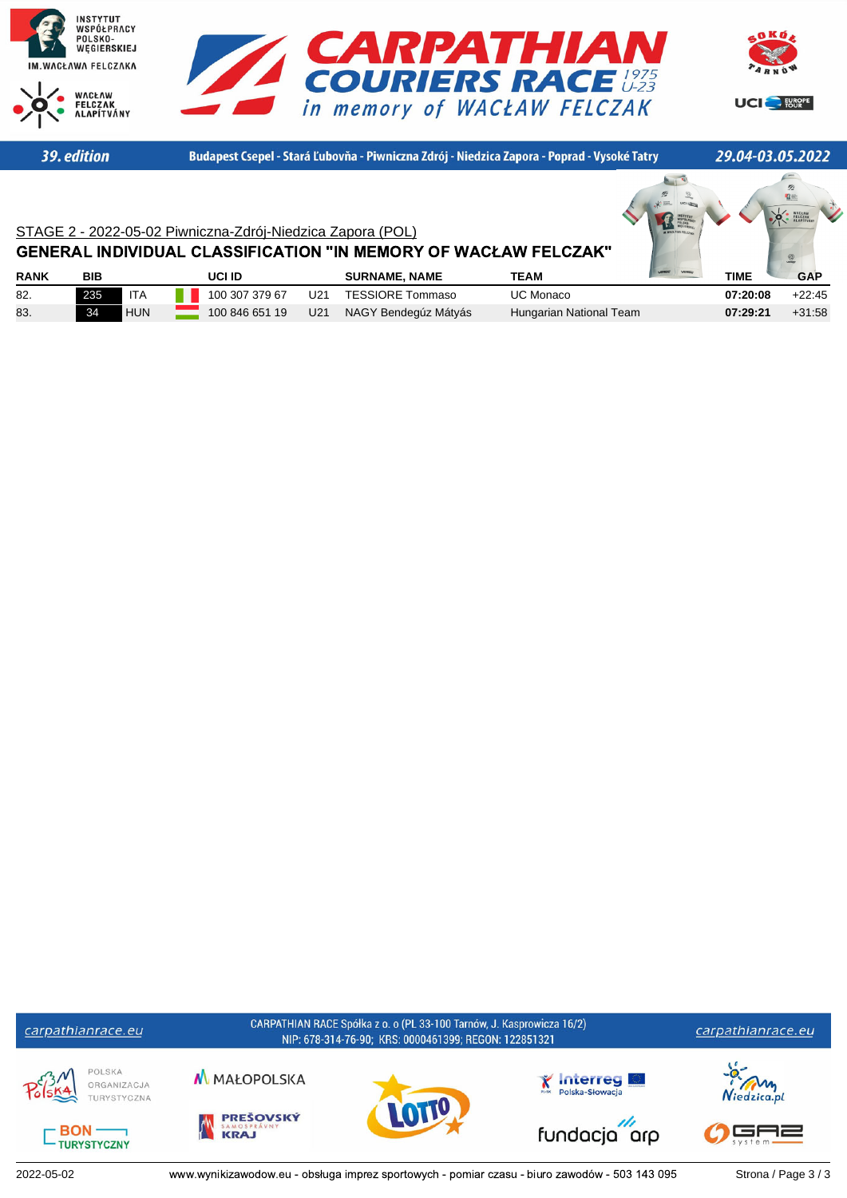STAGE 2 - 2022-05-02 Piwniczna-Zdrój-Niedzica Zapora (POL)

## GENERAL INDIVIDUAL CLASSIFICATION "IN MEMORY OF WACŁAW FELCZAK"

| RANK | BIB | | UCI ID | | SURNAME, NAME | TEAM | TIME | GAP |
|---|---|---|---|---|---|---|---|---|
| 82. | 235 | ITA | 100 307 379 67 | U21 | TESSIORE Tommaso | UC Monaco | 07:20:08 | +22:45 |
| 83. | 34 | HUN | 100 846 651 19 | U21 | NAGY Bendegúz Mátyás | Hungarian National Team | 07:29:21 | +31:58 |

carpathianrace.eu

CARPATHIAN RACE Spółka z o. o (PL 33-100 Tarnów, J. Kasprowicza 16/2)
NIP: 678-314-76-90; KRS: 0000461399; REGON: 122851321

2022-05-02 www.wynikizawodow.eu - obsługa imprez sportowych - pomiar czasu - biuro zawodów - 503 143 095